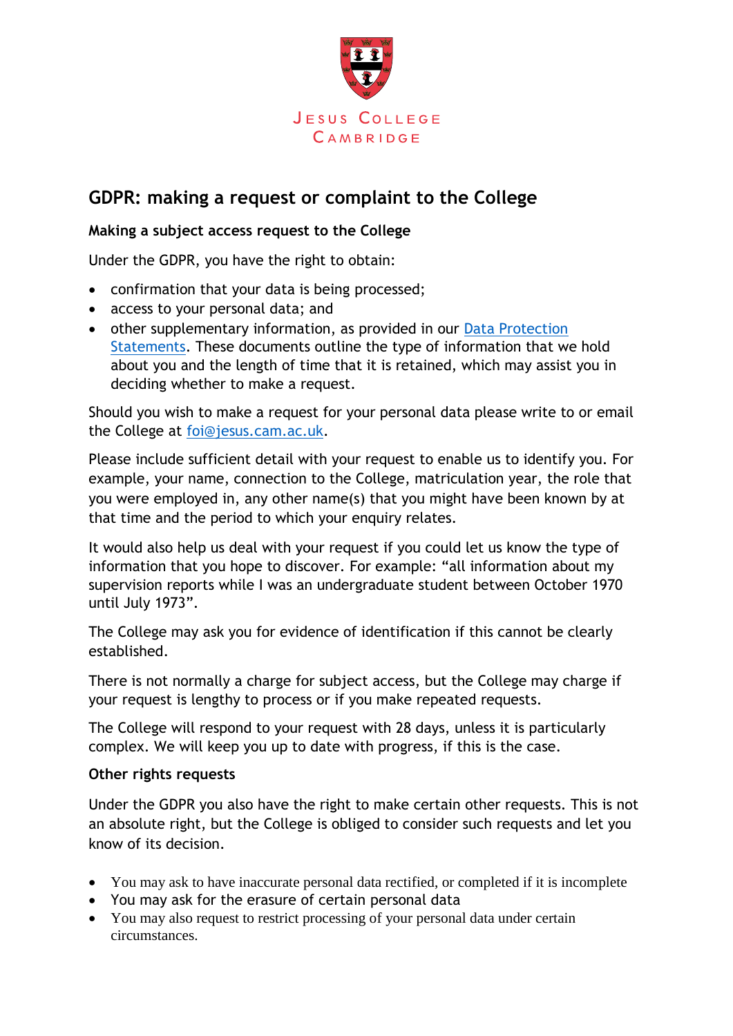Jesus College
Cambridge

# GDPR: making a request or complaint to the College

**Making a subject access request to the College**

Under the GDPR, you have the right to obtain:

- confirmation that your data is being processed;
- access to your personal data; and
- other supplementary information, as provided in our [Data Protection Statements](). These documents outline the type of information that we hold about you and the length of time that it is retained, which may assist you in deciding whether to make a request.

Should you wish to make a request for your personal data please write to or email the College at [foi@jesus.cam.ac.uk](mailto:foi@jesus.cam.ac.uk).

Please include sufficient detail with your request to enable us to identify you. For example, your name, connection to the College, matriculation year, the role that you were employed in, any other name(s) that you might have been known by at that time and the period to which your enquiry relates.

It would also help us deal with your request if you could let us know the type of information that you hope to discover. For example: "all information about my supervision reports while I was an undergraduate student between October 1970 until July 1973".

The College may ask you for evidence of identification if this cannot be clearly established.

There is not normally a charge for subject access, but the College may charge if your request is lengthy to process or if you make repeated requests.

The College will respond to your request with 28 days, unless it is particularly complex. We will keep you up to date with progress, if this is the case.

**Other rights requests**

Under the GDPR you also have the right to make certain other requests. This is not an absolute right, but the College is obliged to consider such requests and let you know of its decision.

- You may ask to have inaccurate personal data rectified, or completed if it is incomplete
- You may ask for the erasure of certain personal data
- You may also request to restrict processing of your personal data under certain circumstances.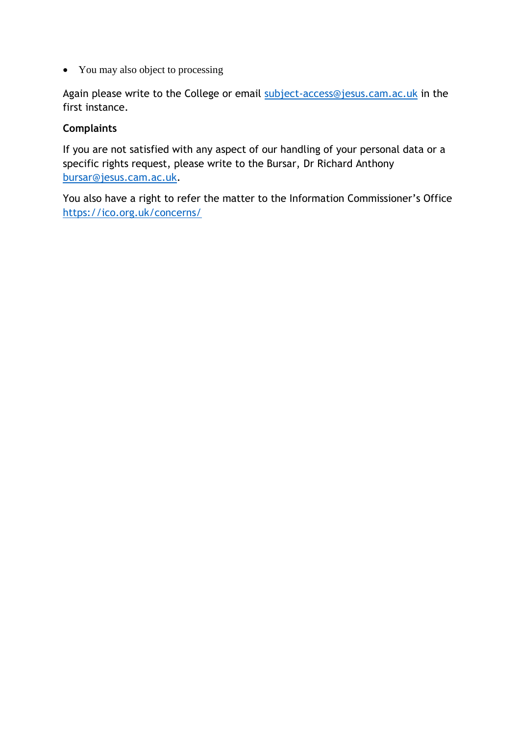- You may also object to processing

Again please write to the College or email subject-access@jesus.cam.ac.uk in the first instance.

**Complaints**

If you are not satisfied with any aspect of our handling of your personal data or a specific rights request, please write to the Bursar, Dr Richard Anthony bursar@jesus.cam.ac.uk.

You also have a right to refer the matter to the Information Commissioner's Office https://ico.org.uk/concerns/